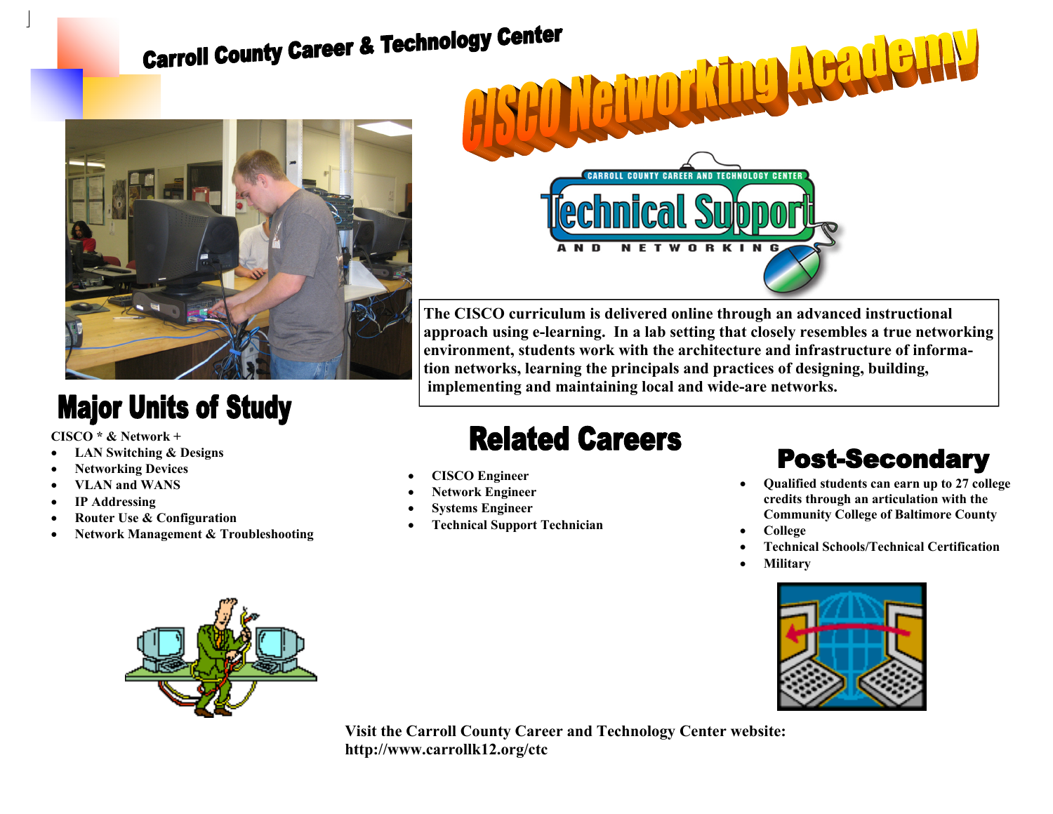# Carroll County Career & Technology Center

# CISCO Networking Academy

Carroll County Career and Technology Center

Technical Support

AND NETWORKING

The CISCO curriculum is delivered online through an advanced instructional approach using e-learning. In a lab setting that closely resembles a true networking environment, students work with the architecture and infrastructure of information networks, learning the principals and practices of designing, building, implementing and maintaining local and wide-are networks.

## Major Units of Study

CISCO * & Network +

- LAN Switching & Designs
- Networking Devices
- VLAN and WANS
- IP Addressing
- Router Use & Configuration
- Network Management & Troubleshooting

## Related Careers

- CISCO Engineer
- Network Engineer
- Systems Engineer
- Technical Support Technician

## Post-Secondary

- Qualified students can earn up to 27 college credits through an articulation with the Community College of Baltimore County
- College
- Technical Schools/Technical Certification
- Military

**Visit the Carroll County Career and Technology Center website: http://www.carrollk12.org/ctc**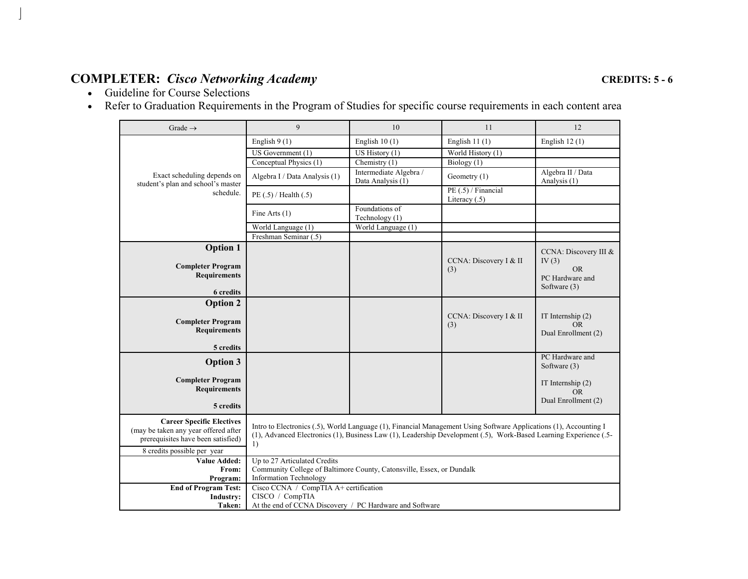## **COMPLETER:** *Cisco Networking Academy* **CREDITS: 5 - 6**

- Guideline for Course Selections
- Refer to Graduation Requirements in the Program of Studies for specific course requirements in each content area

| Grade → | 9 | 10 | 11 | 12 |
|---|---|---|---|---|
| Exact scheduling depends on student's plan and school's master schedule. | English 9 (1) | English 10 (1) | English 11 (1) | English 12 (1) |
| | US Government (1) | US History (1) | World History (1) | |
| | Conceptual Physics (1) | Chemistry (1) | Biology (1) | |
| | Algebra I / Data Analysis (1) | Intermediate Algebra / Data Analysis (1) | Geometry (1) | Algebra II / Data Analysis (1) |
| | PE (.5) / Health (.5) | | PE (.5) / Financial Literacy (.5) | |
| | Fine Arts (1) | Foundations of Technology (1) | | |
| | World Language (1) | World Language (1) | | |
| | Freshman Seminar (.5) | | | |
| **Option 1** **Completer Program Requirements** **6 credits** | | | CCNA: Discovery I & II (3) | CCNA: Discovery III & IV (3) OR PC Hardware and Software (3) |
| **Option 2** **Completer Program Requirements** **5 credits** | | | CCNA: Discovery I & II (3) | IT Internship (2) OR Dual Enrollment (2) |
| **Option 3** **Completer Program Requirements** **5 credits** | | | | PC Hardware and Software (3) IT Internship (2) OR Dual Enrollment (2) |
| **Career Specific Electives** (may be taken any year offered after prerequisites have been satisfied) 8 credits possible per year | Intro to Electronics (.5), World Language (1), Financial Management Using Software Applications (1), Accounting I (1), Advanced Electronics (1), Business Law (1), Leadership Development (.5), Work-Based Learning Experience (.5-1) | | | |
| **Value Added:** **From:** **Program:** | Up to 27 Articulated Credits Community College of Baltimore County, Catonsville, Essex, or Dundalk Information Technology | | | |
| **End of Program Test:** **Industry:** **Taken:** | Cisco CCNA / CompTIA A+ certification CISCO / CompTIA At the end of CCNA Discovery / PC Hardware and Software | | | |